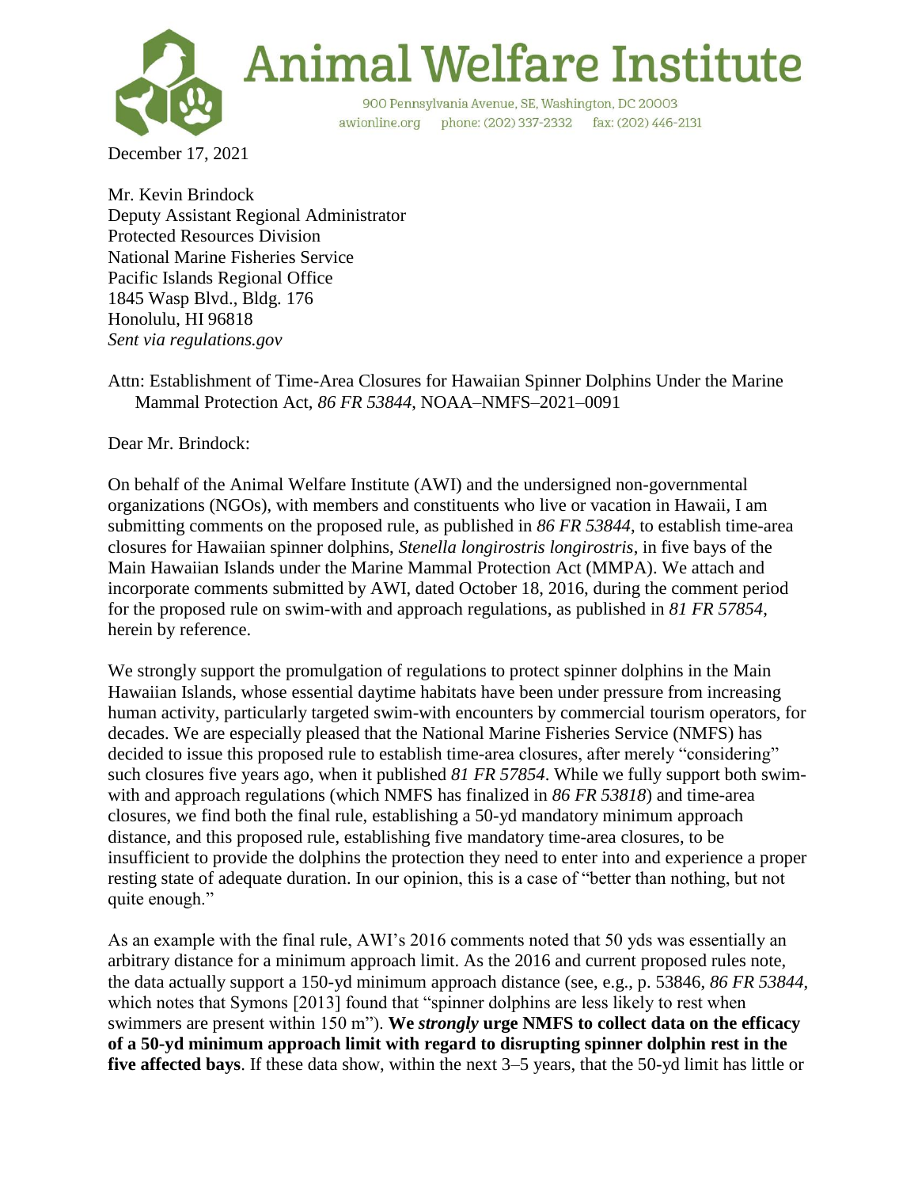# Animal Welfare Institute

900 Pennsylvania Avenue, SE, Washington, DC 20003
awionline.org phone: (202) 337-2332 fax: (202) 446-2131

December 17, 2021

Mr. Kevin Brindock
Deputy Assistant Regional Administrator
Protected Resources Division
National Marine Fisheries Service
Pacific Islands Regional Office
1845 Wasp Blvd., Bldg. 176
Honolulu, HI 96818
*Sent via regulations.gov*

Attn: Establishment of Time-Area Closures for Hawaiian Spinner Dolphins Under the Marine Mammal Protection Act, *86 FR 53844*, NOAA–NMFS–2021–0091

Dear Mr. Brindock:

On behalf of the Animal Welfare Institute (AWI) and the undersigned non-governmental organizations (NGOs), with members and constituents who live or vacation in Hawaii, I am submitting comments on the proposed rule, as published in *86 FR 53844*, to establish time-area closures for Hawaiian spinner dolphins, *Stenella longirostris longirostris*, in five bays of the Main Hawaiian Islands under the Marine Mammal Protection Act (MMPA). We attach and incorporate comments submitted by AWI, dated October 18, 2016, during the comment period for the proposed rule on swim-with and approach regulations, as published in *81 FR 57854*, herein by reference.

We strongly support the promulgation of regulations to protect spinner dolphins in the Main Hawaiian Islands, whose essential daytime habitats have been under pressure from increasing human activity, particularly targeted swim-with encounters by commercial tourism operators, for decades. We are especially pleased that the National Marine Fisheries Service (NMFS) has decided to issue this proposed rule to establish time-area closures, after merely "considering" such closures five years ago, when it published *81 FR 57854*. While we fully support both swim-with and approach regulations (which NMFS has finalized in *86 FR 53818*) and time-area closures, we find both the final rule, establishing a 50-yd mandatory minimum approach distance, and this proposed rule, establishing five mandatory time-area closures, to be insufficient to provide the dolphins the protection they need to enter into and experience a proper resting state of adequate duration. In our opinion, this is a case of "better than nothing, but not quite enough."

As an example with the final rule, AWI's 2016 comments noted that 50 yds was essentially an arbitrary distance for a minimum approach limit. As the 2016 and current proposed rules note, the data actually support a 150-yd minimum approach distance (see, e.g., p. 53846, *86 FR 53844*, which notes that Symons [2013] found that "spinner dolphins are less likely to rest when swimmers are present within 150 m"). **We *strongly* urge NMFS to collect data on the efficacy of a 50-yd minimum approach limit with regard to disrupting spinner dolphin rest in the five affected bays**. If these data show, within the next 3–5 years, that the 50-yd limit has little or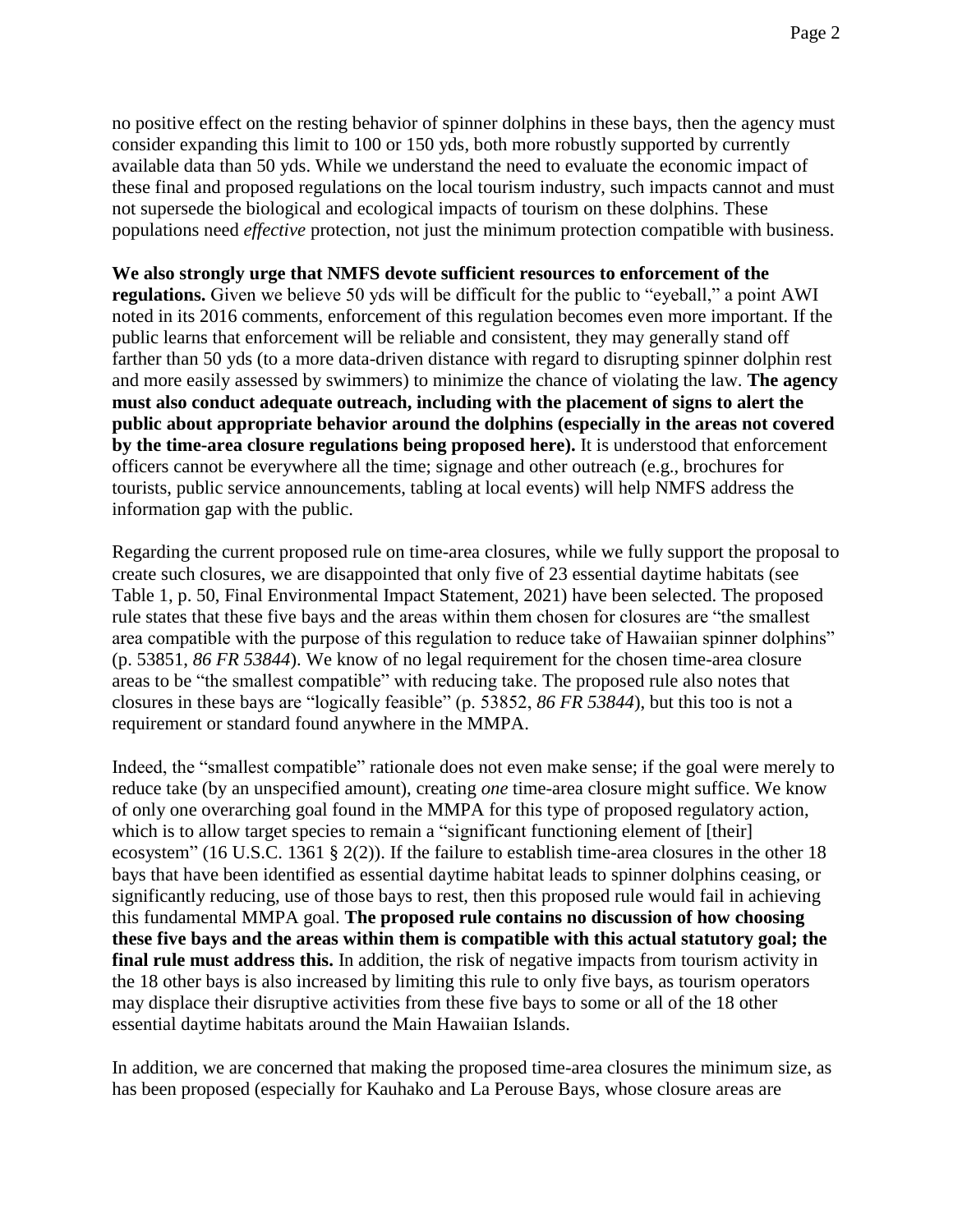no positive effect on the resting behavior of spinner dolphins in these bays, then the agency must consider expanding this limit to 100 or 150 yds, both more robustly supported by currently available data than 50 yds. While we understand the need to evaluate the economic impact of these final and proposed regulations on the local tourism industry, such impacts cannot and must not supersede the biological and ecological impacts of tourism on these dolphins. These populations need *effective* protection, not just the minimum protection compatible with business.

**We also strongly urge that NMFS devote sufficient resources to enforcement of the regulations.** Given we believe 50 yds will be difficult for the public to "eyeball," a point AWI noted in its 2016 comments, enforcement of this regulation becomes even more important. If the public learns that enforcement will be reliable and consistent, they may generally stand off farther than 50 yds (to a more data-driven distance with regard to disrupting spinner dolphin rest and more easily assessed by swimmers) to minimize the chance of violating the law. **The agency must also conduct adequate outreach, including with the placement of signs to alert the public about appropriate behavior around the dolphins (especially in the areas not covered by the time-area closure regulations being proposed here).** It is understood that enforcement officers cannot be everywhere all the time; signage and other outreach (e.g., brochures for tourists, public service announcements, tabling at local events) will help NMFS address the information gap with the public.

Regarding the current proposed rule on time-area closures, while we fully support the proposal to create such closures, we are disappointed that only five of 23 essential daytime habitats (see Table 1, p. 50, Final Environmental Impact Statement, 2021) have been selected. The proposed rule states that these five bays and the areas within them chosen for closures are "the smallest area compatible with the purpose of this regulation to reduce take of Hawaiian spinner dolphins" (p. 53851, *86 FR 53844*). We know of no legal requirement for the chosen time-area closure areas to be "the smallest compatible" with reducing take. The proposed rule also notes that closures in these bays are "logically feasible" (p. 53852, *86 FR 53844*), but this too is not a requirement or standard found anywhere in the MMPA.

Indeed, the "smallest compatible" rationale does not even make sense; if the goal were merely to reduce take (by an unspecified amount), creating *one* time-area closure might suffice. We know of only one overarching goal found in the MMPA for this type of proposed regulatory action, which is to allow target species to remain a "significant functioning element of [their] ecosystem" (16 U.S.C. 1361 § 2(2)). If the failure to establish time-area closures in the other 18 bays that have been identified as essential daytime habitat leads to spinner dolphins ceasing, or significantly reducing, use of those bays to rest, then this proposed rule would fail in achieving this fundamental MMPA goal. **The proposed rule contains no discussion of how choosing these five bays and the areas within them is compatible with this actual statutory goal; the final rule must address this.** In addition, the risk of negative impacts from tourism activity in the 18 other bays is also increased by limiting this rule to only five bays, as tourism operators may displace their disruptive activities from these five bays to some or all of the 18 other essential daytime habitats around the Main Hawaiian Islands.

In addition, we are concerned that making the proposed time-area closures the minimum size, as has been proposed (especially for Kauhako and La Perouse Bays, whose closure areas are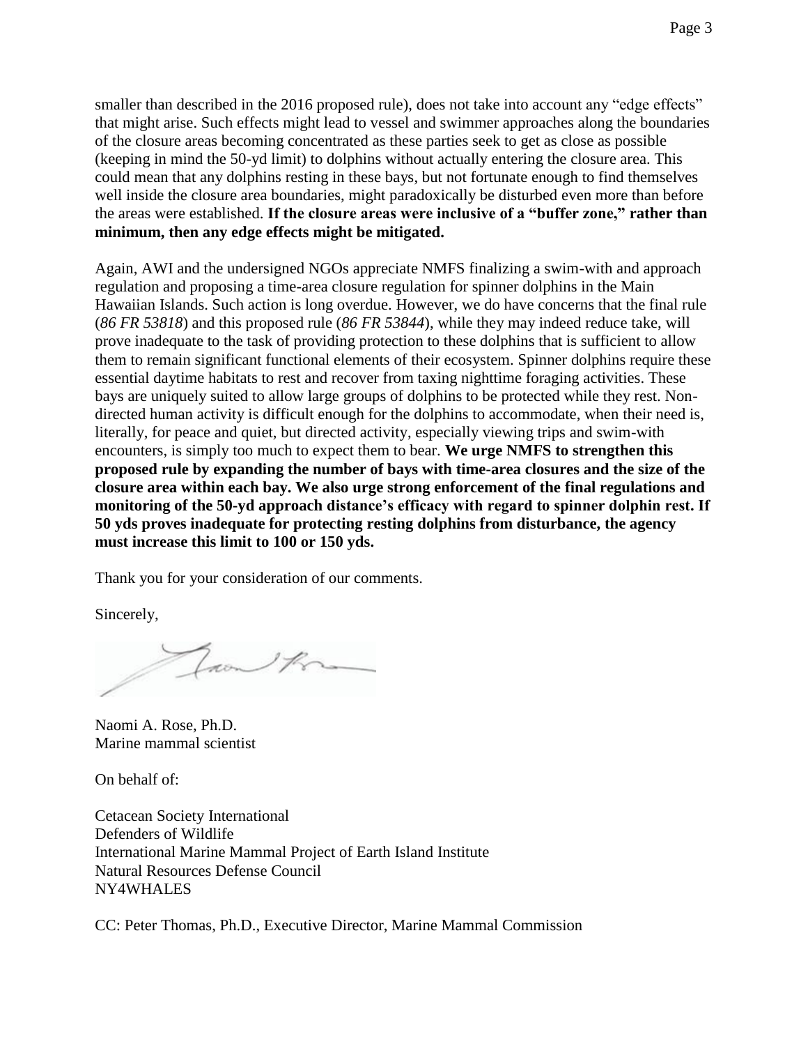smaller than described in the 2016 proposed rule), does not take into account any "edge effects" that might arise. Such effects might lead to vessel and swimmer approaches along the boundaries of the closure areas becoming concentrated as these parties seek to get as close as possible (keeping in mind the 50-yd limit) to dolphins without actually entering the closure area. This could mean that any dolphins resting in these bays, but not fortunate enough to find themselves well inside the closure area boundaries, might paradoxically be disturbed even more than before the areas were established. **If the closure areas were inclusive of a "buffer zone," rather than minimum, then any edge effects might be mitigated.**

Again, AWI and the undersigned NGOs appreciate NMFS finalizing a swim-with and approach regulation and proposing a time-area closure regulation for spinner dolphins in the Main Hawaiian Islands. Such action is long overdue. However, we do have concerns that the final rule (*86 FR 53818*) and this proposed rule (*86 FR 53844*), while they may indeed reduce take, will prove inadequate to the task of providing protection to these dolphins that is sufficient to allow them to remain significant functional elements of their ecosystem. Spinner dolphins require these essential daytime habitats to rest and recover from taxing nighttime foraging activities. These bays are uniquely suited to allow large groups of dolphins to be protected while they rest. Non-directed human activity is difficult enough for the dolphins to accommodate, when their need is, literally, for peace and quiet, but directed activity, especially viewing trips and swim-with encounters, is simply too much to expect them to bear. **We urge NMFS to strengthen this proposed rule by expanding the number of bays with time-area closures and the size of the closure area within each bay. We also urge strong enforcement of the final regulations and monitoring of the 50-yd approach distance's efficacy with regard to spinner dolphin rest. If 50 yds proves inadequate for protecting resting dolphins from disturbance, the agency must increase this limit to 100 or 150 yds.**

Thank you for your consideration of our comments.

Sincerely,

Naomi A. Rose, Ph.D.
Marine mammal scientist

On behalf of:

Cetacean Society International
Defenders of Wildlife
International Marine Mammal Project of Earth Island Institute
Natural Resources Defense Council
NY4WHALES

CC: Peter Thomas, Ph.D., Executive Director, Marine Mammal Commission